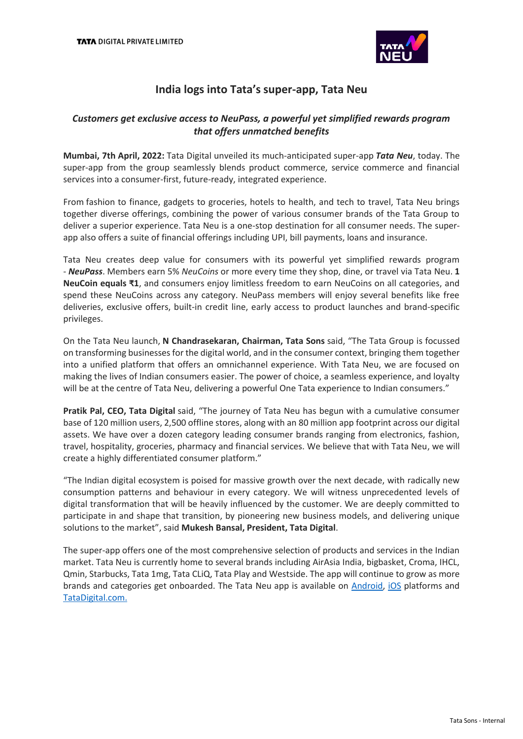**TATA DIGITAL PRIVATE LIMITED**

# India logs into Tata's super-app, Tata Neu

### *Customers get exclusive access to NeuPass, a powerful yet simplified rewards program that offers unmatched benefits*

**Mumbai, 7th April, 2022:** Tata Digital unveiled its much-anticipated super-app ***Tata Neu***, today. The super-app from the group seamlessly blends product commerce, service commerce and financial services into a consumer-first, future-ready, integrated experience.

From fashion to finance, gadgets to groceries, hotels to health, and tech to travel, Tata Neu brings together diverse offerings, combining the power of various consumer brands of the Tata Group to deliver a superior experience. Tata Neu is a one-stop destination for all consumer needs. The super-app also offers a suite of financial offerings including UPI, bill payments, loans and insurance.

Tata Neu creates deep value for consumers with its powerful yet simplified rewards program - ***NeuPass***. Members earn 5% *NeuCoins* or more every time they shop, dine, or travel via Tata Neu. **1 NeuCoin equals ₹1**, and consumers enjoy limitless freedom to earn NeuCoins on all categories, and spend these NeuCoins across any category. NeuPass members will enjoy several benefits like free deliveries, exclusive offers, built-in credit line, early access to product launches and brand-specific privileges.

On the Tata Neu launch, **N Chandrasekaran, Chairman, Tata Sons** said, "The Tata Group is focussed on transforming businesses for the digital world, and in the consumer context, bringing them together into a unified platform that offers an omnichannel experience. With Tata Neu, we are focused on making the lives of Indian consumers easier. The power of choice, a seamless experience, and loyalty will be at the centre of Tata Neu, delivering a powerful One Tata experience to Indian consumers."

**Pratik Pal, CEO, Tata Digital** said, "The journey of Tata Neu has begun with a cumulative consumer base of 120 million users, 2,500 offline stores, along with an 80 million app footprint across our digital assets. We have over a dozen category leading consumer brands ranging from electronics, fashion, travel, hospitality, groceries, pharmacy and financial services. We believe that with Tata Neu, we will create a highly differentiated consumer platform."

"The Indian digital ecosystem is poised for massive growth over the next decade, with radically new consumption patterns and behaviour in every category. We will witness unprecedented levels of digital transformation that will be heavily influenced by the customer. We are deeply committed to participate in and shape that transition, by pioneering new business models, and delivering unique solutions to the market", said **Mukesh Bansal, President, Tata Digital**.

The super-app offers one of the most comprehensive selection of products and services in the Indian market. Tata Neu is currently home to several brands including AirAsia India, bigbasket, Croma, IHCL, Qmin, Starbucks, Tata 1mg, Tata CLiQ, Tata Play and Westside. The app will continue to grow as more brands and categories get onboarded. The Tata Neu app is available on Android, iOS platforms and TataDigital.com.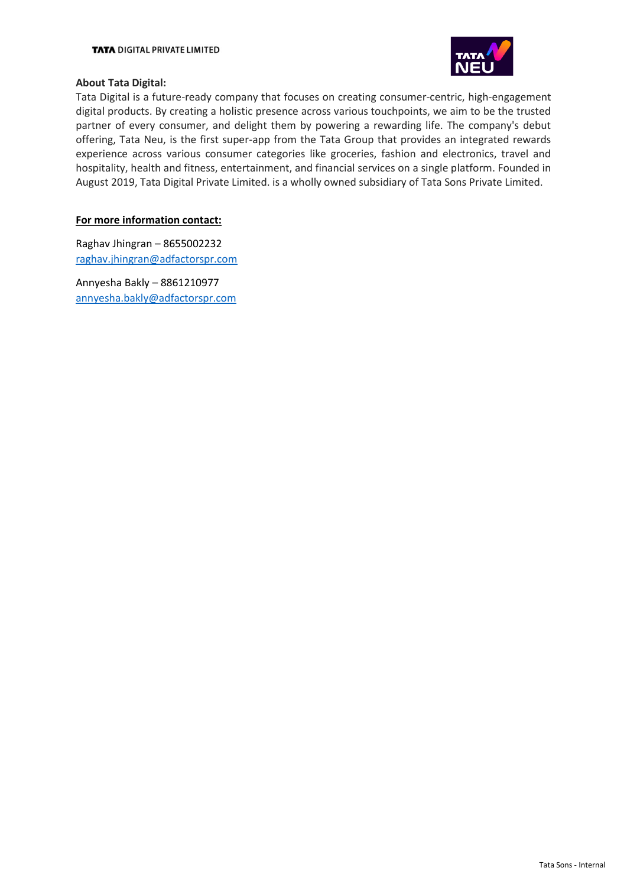**About Tata Digital:**

Tata Digital is a future-ready company that focuses on creating consumer-centric, high-engagement digital products. By creating a holistic presence across various touchpoints, we aim to be the trusted partner of every consumer, and delight them by powering a rewarding life. The company's debut offering, Tata Neu, is the first super-app from the Tata Group that provides an integrated rewards experience across various consumer categories like groceries, fashion and electronics, travel and hospitality, health and fitness, entertainment, and financial services on a single platform. Founded in August 2019, Tata Digital Private Limited. is a wholly owned subsidiary of Tata Sons Private Limited.

**For more information contact:**

Raghav Jhingran – 8655002232
raghav.jhingran@adfactorspr.com

Annyesha Bakly – 8861210977
annyesha.bakly@adfactorspr.com